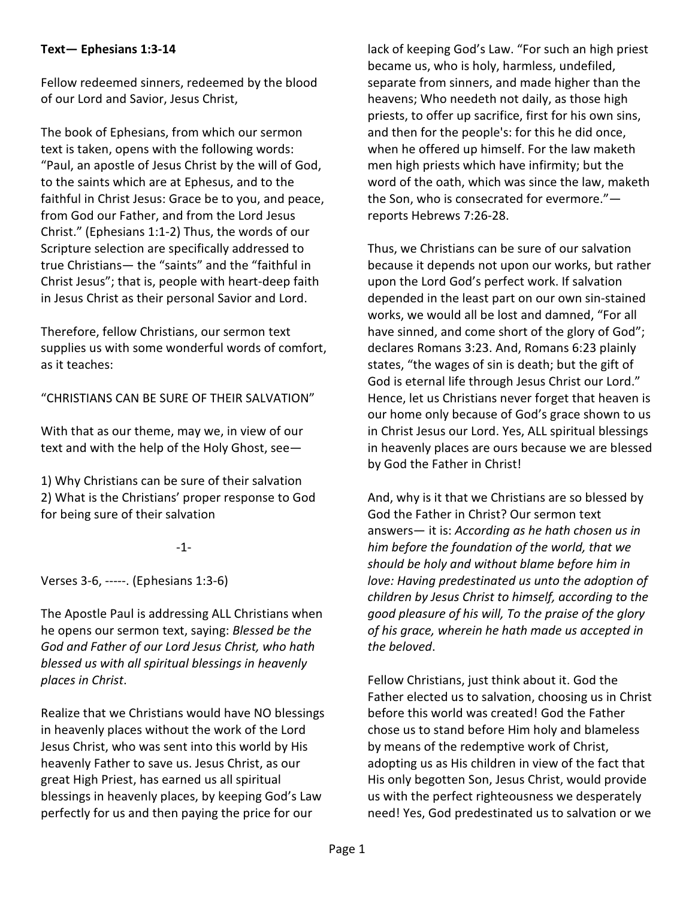**Text— Ephesians 1:3-14**

Fellow redeemed sinners, redeemed by the blood of our Lord and Savior, Jesus Christ,

The book of Ephesians, from which our sermon text is taken, opens with the following words: "Paul, an apostle of Jesus Christ by the will of God, to the saints which are at Ephesus, and to the faithful in Christ Jesus: Grace be to you, and peace, from God our Father, and from the Lord Jesus Christ." (Ephesians 1:1-2) Thus, the words of our Scripture selection are specifically addressed to true Christians— the "saints" and the "faithful in Christ Jesus"; that is, people with heart-deep faith in Jesus Christ as their personal Savior and Lord.

Therefore, fellow Christians, our sermon text supplies us with some wonderful words of comfort, as it teaches:

"CHRISTIANS CAN BE SURE OF THEIR SALVATION"

With that as our theme, may we, in view of our text and with the help of the Holy Ghost, see—

1) Why Christians can be sure of their salvation
2) What is the Christians' proper response to God for being sure of their salvation

-1-

Verses 3-6, -----. (Ephesians 1:3-6)

The Apostle Paul is addressing ALL Christians when he opens our sermon text, saying: *Blessed be the God and Father of our Lord Jesus Christ, who hath blessed us with all spiritual blessings in heavenly places in Christ*.

Realize that we Christians would have NO blessings in heavenly places without the work of the Lord Jesus Christ, who was sent into this world by His heavenly Father to save us. Jesus Christ, as our great High Priest, has earned us all spiritual blessings in heavenly places, by keeping God's Law perfectly for us and then paying the price for our lack of keeping God's Law. "For such an high priest became us, who is holy, harmless, undefiled, separate from sinners, and made higher than the heavens; Who needeth not daily, as those high priests, to offer up sacrifice, first for his own sins, and then for the people's: for this he did once, when he offered up himself. For the law maketh men high priests which have infirmity; but the word of the oath, which was since the law, maketh the Son, who is consecrated for evermore."— reports Hebrews 7:26-28.

Thus, we Christians can be sure of our salvation because it depends not upon our works, but rather upon the Lord God's perfect work. If salvation depended in the least part on our own sin-stained works, we would all be lost and damned, "For all have sinned, and come short of the glory of God"; declares Romans 3:23. And, Romans 6:23 plainly states, "the wages of sin is death; but the gift of God is eternal life through Jesus Christ our Lord." Hence, let us Christians never forget that heaven is our home only because of God's grace shown to us in Christ Jesus our Lord. Yes, ALL spiritual blessings in heavenly places are ours because we are blessed by God the Father in Christ!

And, why is it that we Christians are so blessed by God the Father in Christ? Our sermon text answers— it is: *According as he hath chosen us in him before the foundation of the world, that we should be holy and without blame before him in love: Having predestinated us unto the adoption of children by Jesus Christ to himself, according to the good pleasure of his will, To the praise of the glory of his grace, wherein he hath made us accepted in the beloved*.

Fellow Christians, just think about it. God the Father elected us to salvation, choosing us in Christ before this world was created! God the Father chose us to stand before Him holy and blameless by means of the redemptive work of Christ, adopting us as His children in view of the fact that His only begotten Son, Jesus Christ, would provide us with the perfect righteousness we desperately need! Yes, God predestinated us to salvation or we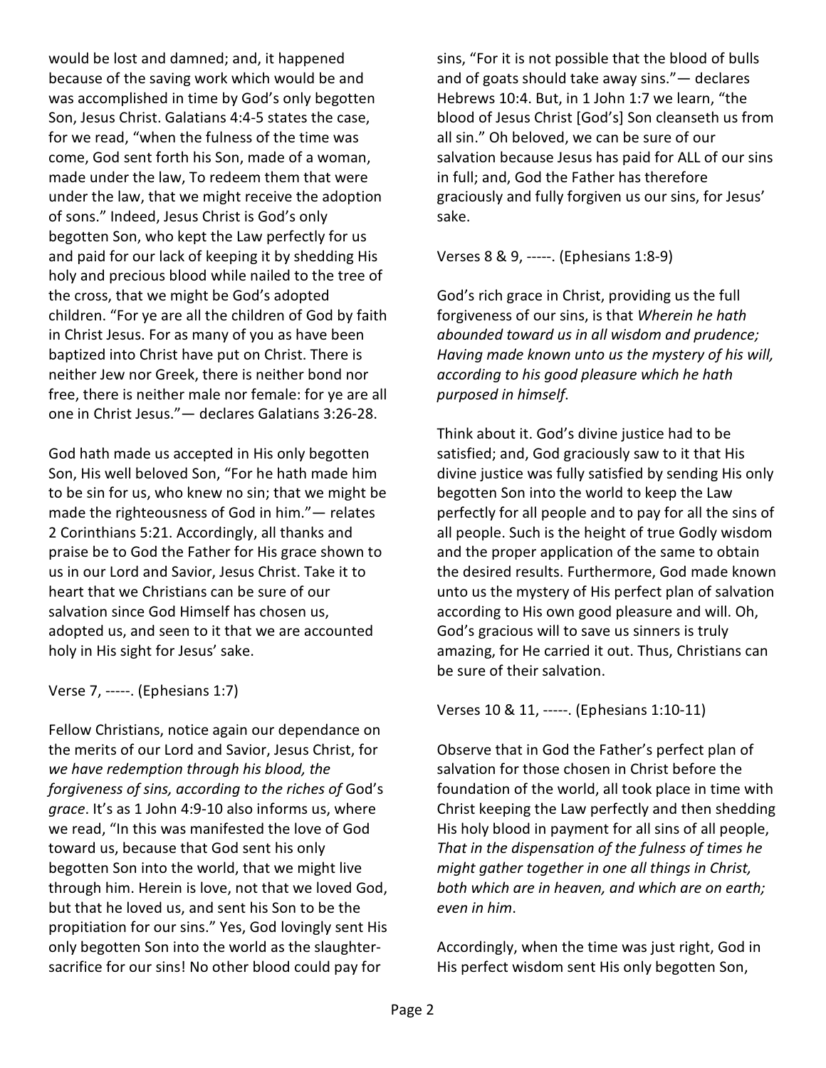would be lost and damned; and, it happened because of the saving work which would be and was accomplished in time by God's only begotten Son, Jesus Christ. Galatians 4:4-5 states the case, for we read, "when the fulness of the time was come, God sent forth his Son, made of a woman, made under the law, To redeem them that were under the law, that we might receive the adoption of sons." Indeed, Jesus Christ is God's only begotten Son, who kept the Law perfectly for us and paid for our lack of keeping it by shedding His holy and precious blood while nailed to the tree of the cross, that we might be God's adopted children. "For ye are all the children of God by faith in Christ Jesus. For as many of you as have been baptized into Christ have put on Christ. There is neither Jew nor Greek, there is neither bond nor free, there is neither male nor female: for ye are all one in Christ Jesus."— declares Galatians 3:26-28.

God hath made us accepted in His only begotten Son, His well beloved Son, "For he hath made him to be sin for us, who knew no sin; that we might be made the righteousness of God in him."— relates 2 Corinthians 5:21. Accordingly, all thanks and praise be to God the Father for His grace shown to us in our Lord and Savior, Jesus Christ. Take it to heart that we Christians can be sure of our salvation since God Himself has chosen us, adopted us, and seen to it that we are accounted holy in His sight for Jesus' sake.

Verse 7, -----. (Ephesians 1:7)

Fellow Christians, notice again our dependance on the merits of our Lord and Savior, Jesus Christ, for *we have redemption through his blood, the forgiveness of sins, according to the riches of* God's *grace*. It's as 1 John 4:9-10 also informs us, where we read, "In this was manifested the love of God toward us, because that God sent his only begotten Son into the world, that we might live through him. Herein is love, not that we loved God, but that he loved us, and sent his Son to be the propitiation for our sins." Yes, God lovingly sent His only begotten Son into the world as the slaughter-sacrifice for our sins! No other blood could pay for sins, "For it is not possible that the blood of bulls and of goats should take away sins."— declares Hebrews 10:4. But, in 1 John 1:7 we learn, "the blood of Jesus Christ [God's] Son cleanseth us from all sin." Oh beloved, we can be sure of our salvation because Jesus has paid for ALL of our sins in full; and, God the Father has therefore graciously and fully forgiven us our sins, for Jesus' sake.

Verses 8 & 9, -----. (Ephesians 1:8-9)

God's rich grace in Christ, providing us the full forgiveness of our sins, is that *Wherein he hath abounded toward us in all wisdom and prudence; Having made known unto us the mystery of his will, according to his good pleasure which he hath purposed in himself*.

Think about it. God's divine justice had to be satisfied; and, God graciously saw to it that His divine justice was fully satisfied by sending His only begotten Son into the world to keep the Law perfectly for all people and to pay for all the sins of all people. Such is the height of true Godly wisdom and the proper application of the same to obtain the desired results. Furthermore, God made known unto us the mystery of His perfect plan of salvation according to His own good pleasure and will. Oh, God's gracious will to save us sinners is truly amazing, for He carried it out. Thus, Christians can be sure of their salvation.

Verses 10 & 11, -----. (Ephesians 1:10-11)

Observe that in God the Father's perfect plan of salvation for those chosen in Christ before the foundation of the world, all took place in time with Christ keeping the Law perfectly and then shedding His holy blood in payment for all sins of all people, *That in the dispensation of the fulness of times he might gather together in one all things in Christ, both which are in heaven, and which are on earth; even in him*.

Accordingly, when the time was just right, God in His perfect wisdom sent His only begotten Son,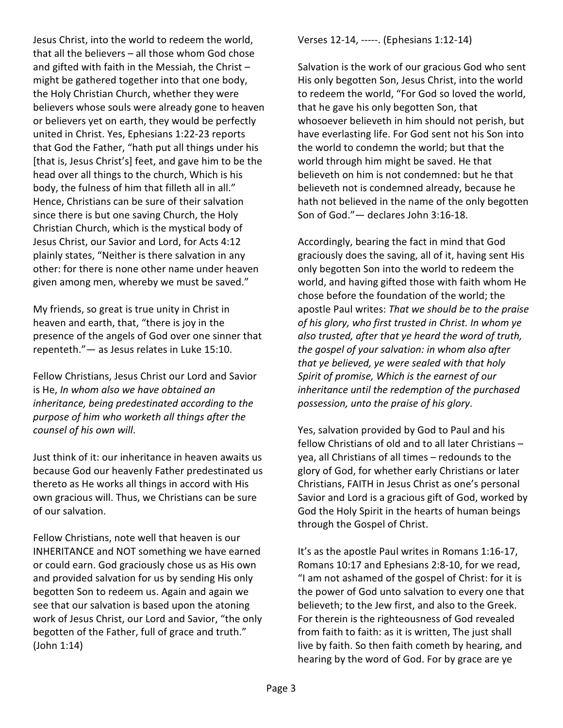Jesus Christ, into the world to redeem the world, that all the believers – all those whom God chose and gifted with faith in the Messiah, the Christ – might be gathered together into that one body, the Holy Christian Church, whether they were believers whose souls were already gone to heaven or believers yet on earth, they would be perfectly united in Christ. Yes, Ephesians 1:22-23 reports that God the Father, "hath put all things under his [that is, Jesus Christ's] feet, and gave him to be the head over all things to the church, Which is his body, the fulness of him that filleth all in all." Hence, Christians can be sure of their salvation since there is but one saving Church, the Holy Christian Church, which is the mystical body of Jesus Christ, our Savior and Lord, for Acts 4:12 plainly states, "Neither is there salvation in any other: for there is none other name under heaven given among men, whereby we must be saved."

My friends, so great is true unity in Christ in heaven and earth, that, "there is joy in the presence of the angels of God over one sinner that repenteth."— as Jesus relates in Luke 15:10.

Fellow Christians, Jesus Christ our Lord and Savior is He, *In whom also we have obtained an inheritance, being predestinated according to the purpose of him who worketh all things after the counsel of his own will*.

Just think of it: our inheritance in heaven awaits us because God our heavenly Father predestinated us thereto as He works all things in accord with His own gracious will. Thus, we Christians can be sure of our salvation.

Fellow Christians, note well that heaven is our INHERITANCE and NOT something we have earned or could earn. God graciously chose us as His own and provided salvation for us by sending His only begotten Son to redeem us. Again and again we see that our salvation is based upon the atoning work of Jesus Christ, our Lord and Savior, "the only begotten of the Father, full of grace and truth." (John 1:14)

Verses 12-14, -----. (Ephesians 1:12-14)

Salvation is the work of our gracious God who sent His only begotten Son, Jesus Christ, into the world to redeem the world, "For God so loved the world, that he gave his only begotten Son, that whosoever believeth in him should not perish, but have everlasting life. For God sent not his Son into the world to condemn the world; but that the world through him might be saved. He that believeth on him is not condemned: but he that believeth not is condemned already, because he hath not believed in the name of the only begotten Son of God."— declares John 3:16-18.

Accordingly, bearing the fact in mind that God graciously does the saving, all of it, having sent His only begotten Son into the world to redeem the world, and having gifted those with faith whom He chose before the foundation of the world; the apostle Paul writes: *That we should be to the praise of his glory, who first trusted in Christ. In whom ye also trusted, after that ye heard the word of truth, the gospel of your salvation: in whom also after that ye believed, ye were sealed with that holy Spirit of promise, Which is the earnest of our inheritance until the redemption of the purchased possession, unto the praise of his glory*.

Yes, salvation provided by God to Paul and his fellow Christians of old and to all later Christians – yea, all Christians of all times – redounds to the glory of God, for whether early Christians or later Christians, FAITH in Jesus Christ as one's personal Savior and Lord is a gracious gift of God, worked by God the Holy Spirit in the hearts of human beings through the Gospel of Christ.

It's as the apostle Paul writes in Romans 1:16-17, Romans 10:17 and Ephesians 2:8-10, for we read, "I am not ashamed of the gospel of Christ: for it is the power of God unto salvation to every one that believeth; to the Jew first, and also to the Greek. For therein is the righteousness of God revealed from faith to faith: as it is written, The just shall live by faith. So then faith cometh by hearing, and hearing by the word of God. For by grace are ye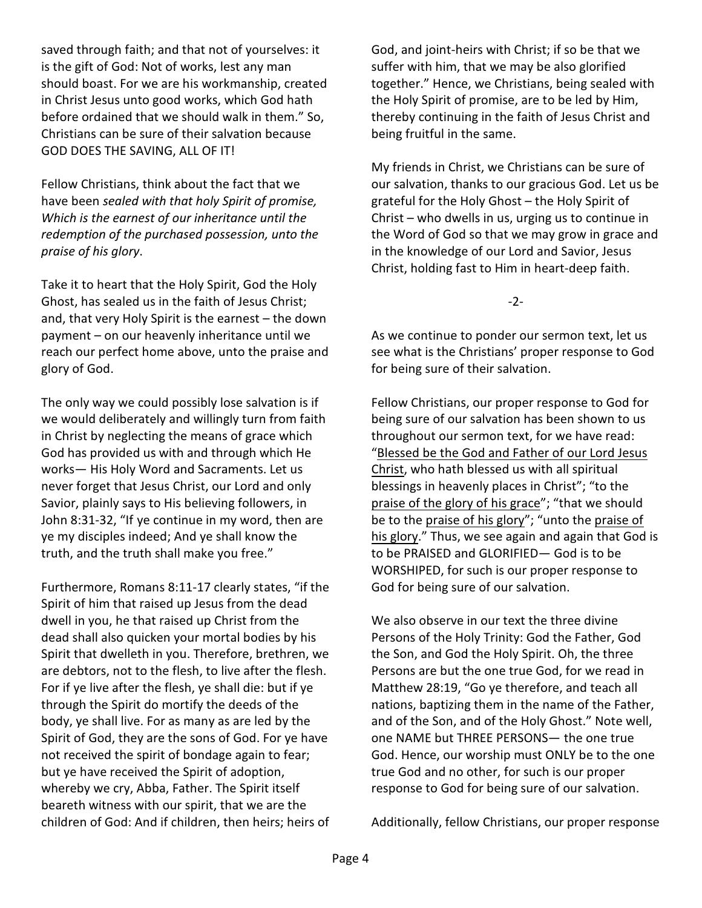saved through faith; and that not of yourselves: it is the gift of God: Not of works, lest any man should boast. For we are his workmanship, created in Christ Jesus unto good works, which God hath before ordained that we should walk in them." So, Christians can be sure of their salvation because GOD DOES THE SAVING, ALL OF IT!

Fellow Christians, think about the fact that we have been *sealed with that holy Spirit of promise, Which is the earnest of our inheritance until the redemption of the purchased possession, unto the praise of his glory*.

Take it to heart that the Holy Spirit, God the Holy Ghost, has sealed us in the faith of Jesus Christ; and, that very Holy Spirit is the earnest – the down payment – on our heavenly inheritance until we reach our perfect home above, unto the praise and glory of God.

The only way we could possibly lose salvation is if we would deliberately and willingly turn from faith in Christ by neglecting the means of grace which God has provided us with and through which He works— His Holy Word and Sacraments. Let us never forget that Jesus Christ, our Lord and only Savior, plainly says to His believing followers, in John 8:31-32, "If ye continue in my word, then are ye my disciples indeed; And ye shall know the truth, and the truth shall make you free."

Furthermore, Romans 8:11-17 clearly states, "if the Spirit of him that raised up Jesus from the dead dwell in you, he that raised up Christ from the dead shall also quicken your mortal bodies by his Spirit that dwelleth in you. Therefore, brethren, we are debtors, not to the flesh, to live after the flesh. For if ye live after the flesh, ye shall die: but if ye through the Spirit do mortify the deeds of the body, ye shall live. For as many as are led by the Spirit of God, they are the sons of God. For ye have not received the spirit of bondage again to fear; but ye have received the Spirit of adoption, whereby we cry, Abba, Father. The Spirit itself beareth witness with our spirit, that we are the children of God: And if children, then heirs; heirs of God, and joint-heirs with Christ; if so be that we suffer with him, that we may be also glorified together." Hence, we Christians, being sealed with the Holy Spirit of promise, are to be led by Him, thereby continuing in the faith of Jesus Christ and being fruitful in the same.

My friends in Christ, we Christians can be sure of our salvation, thanks to our gracious God. Let us be grateful for the Holy Ghost – the Holy Spirit of Christ – who dwells in us, urging us to continue in the Word of God so that we may grow in grace and in the knowledge of our Lord and Savior, Jesus Christ, holding fast to Him in heart-deep faith.

-2-

As we continue to ponder our sermon text, let us see what is the Christians' proper response to God for being sure of their salvation.

Fellow Christians, our proper response to God for being sure of our salvation has been shown to us throughout our sermon text, for we have read: "Blessed be the God and Father of our Lord Jesus Christ, who hath blessed us with all spiritual blessings in heavenly places in Christ"; "to the praise of the glory of his grace"; "that we should be to the praise of his glory"; "unto the praise of his glory." Thus, we see again and again that God is to be PRAISED and GLORIFIED— God is to be WORSHIPED, for such is our proper response to God for being sure of our salvation.

We also observe in our text the three divine Persons of the Holy Trinity: God the Father, God the Son, and God the Holy Spirit. Oh, the three Persons are but the one true God, for we read in Matthew 28:19, "Go ye therefore, and teach all nations, baptizing them in the name of the Father, and of the Son, and of the Holy Ghost." Note well, one NAME but THREE PERSONS— the one true God. Hence, our worship must ONLY be to the one true God and no other, for such is our proper response to God for being sure of our salvation.

Additionally, fellow Christians, our proper response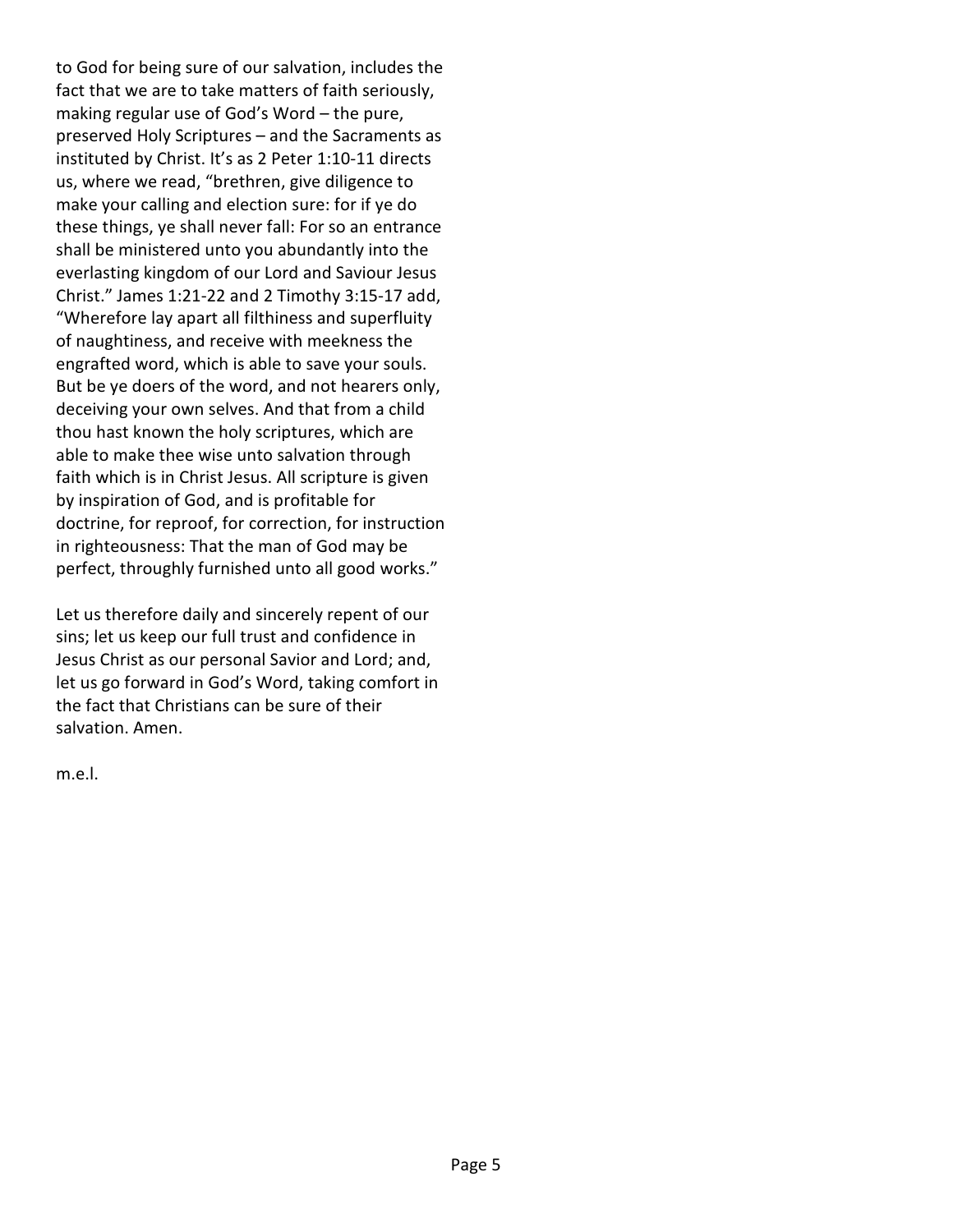to God for being sure of our salvation, includes the fact that we are to take matters of faith seriously, making regular use of God's Word – the pure, preserved Holy Scriptures – and the Sacraments as instituted by Christ. It's as 2 Peter 1:10-11 directs us, where we read, "brethren, give diligence to make your calling and election sure: for if ye do these things, ye shall never fall: For so an entrance shall be ministered unto you abundantly into the everlasting kingdom of our Lord and Saviour Jesus Christ." James 1:21-22 and 2 Timothy 3:15-17 add, "Wherefore lay apart all filthiness and superfluity of naughtiness, and receive with meekness the engrafted word, which is able to save your souls. But be ye doers of the word, and not hearers only, deceiving your own selves. And that from a child thou hast known the holy scriptures, which are able to make thee wise unto salvation through faith which is in Christ Jesus. All scripture is given by inspiration of God, and is profitable for doctrine, for reproof, for correction, for instruction in righteousness: That the man of God may be perfect, throughly furnished unto all good works."

Let us therefore daily and sincerely repent of our sins; let us keep our full trust and confidence in Jesus Christ as our personal Savior and Lord; and, let us go forward in God's Word, taking comfort in the fact that Christians can be sure of their salvation. Amen.

m.e.l.